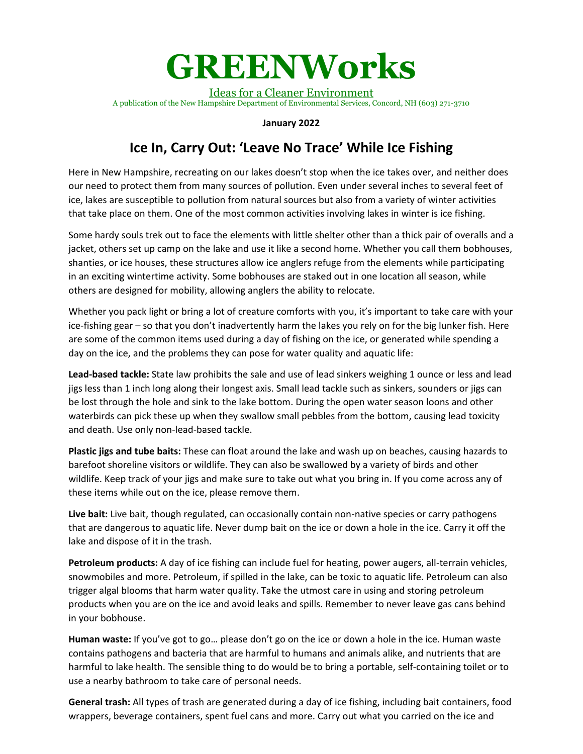# GREENWorks

Ideas for a Cleaner Environment

A publication of the New Hampshire Department of Environmental Services, Concord, NH (603) 271-3710

**January 2022**

## Ice In, Carry Out: 'Leave No Trace' While Ice Fishing

Here in New Hampshire, recreating on our lakes doesn't stop when the ice takes over, and neither does our need to protect them from many sources of pollution. Even under several inches to several feet of ice, lakes are susceptible to pollution from natural sources but also from a variety of winter activities that take place on them. One of the most common activities involving lakes in winter is ice fishing.

Some hardy souls trek out to face the elements with little shelter other than a thick pair of overalls and a jacket, others set up camp on the lake and use it like a second home. Whether you call them bobhouses, shanties, or ice houses, these structures allow ice anglers refuge from the elements while participating in an exciting wintertime activity. Some bobhouses are staked out in one location all season, while others are designed for mobility, allowing anglers the ability to relocate.

Whether you pack light or bring a lot of creature comforts with you, it's important to take care with your ice-fishing gear – so that you don't inadvertently harm the lakes you rely on for the big lunker fish. Here are some of the common items used during a day of fishing on the ice, or generated while spending a day on the ice, and the problems they can pose for water quality and aquatic life:

**Lead-based tackle:** State law prohibits the sale and use of lead sinkers weighing 1 ounce or less and lead jigs less than 1 inch long along their longest axis. Small lead tackle such as sinkers, sounders or jigs can be lost through the hole and sink to the lake bottom. During the open water season loons and other waterbirds can pick these up when they swallow small pebbles from the bottom, causing lead toxicity and death. Use only non-lead-based tackle.

**Plastic jigs and tube baits:** These can float around the lake and wash up on beaches, causing hazards to barefoot shoreline visitors or wildlife. They can also be swallowed by a variety of birds and other wildlife. Keep track of your jigs and make sure to take out what you bring in. If you come across any of these items while out on the ice, please remove them.

**Live bait:** Live bait, though regulated, can occasionally contain non-native species or carry pathogens that are dangerous to aquatic life. Never dump bait on the ice or down a hole in the ice. Carry it off the lake and dispose of it in the trash.

**Petroleum products:** A day of ice fishing can include fuel for heating, power augers, all-terrain vehicles, snowmobiles and more. Petroleum, if spilled in the lake, can be toxic to aquatic life. Petroleum can also trigger algal blooms that harm water quality. Take the utmost care in using and storing petroleum products when you are on the ice and avoid leaks and spills. Remember to never leave gas cans behind in your bobhouse.

**Human waste:** If you've got to go… please don't go on the ice or down a hole in the ice. Human waste contains pathogens and bacteria that are harmful to humans and animals alike, and nutrients that are harmful to lake health. The sensible thing to do would be to bring a portable, self-containing toilet or to use a nearby bathroom to take care of personal needs.

**General trash:** All types of trash are generated during a day of ice fishing, including bait containers, food wrappers, beverage containers, spent fuel cans and more. Carry out what you carried on the ice and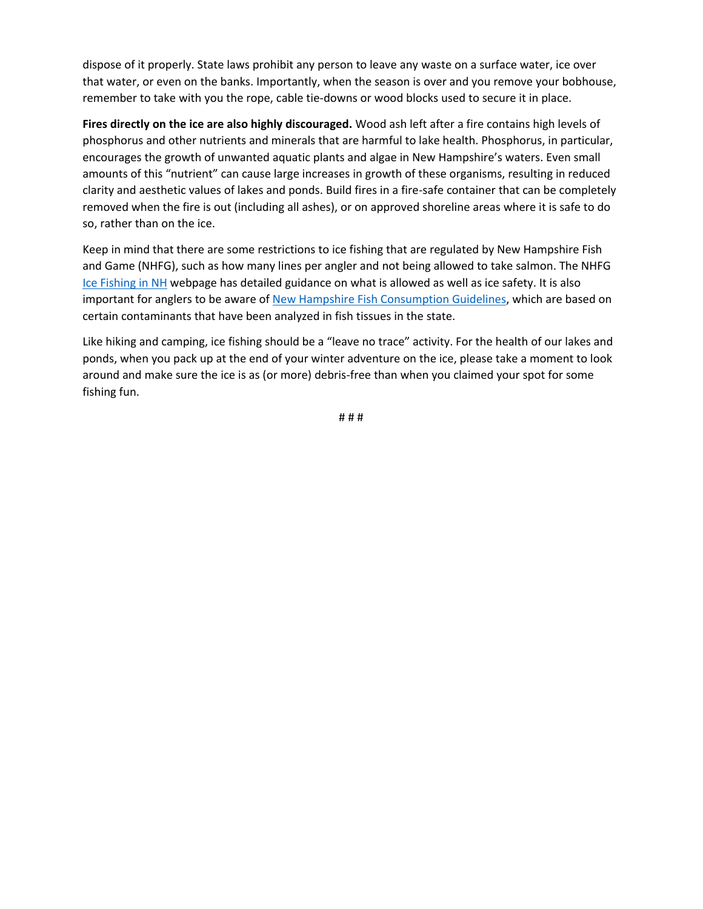dispose of it properly. State laws prohibit any person to leave any waste on a surface water, ice over that water, or even on the banks. Importantly, when the season is over and you remove your bobhouse, remember to take with you the rope, cable tie-downs or wood blocks used to secure it in place.

**Fires directly on the ice are also highly discouraged.** Wood ash left after a fire contains high levels of phosphorus and other nutrients and minerals that are harmful to lake health. Phosphorus, in particular, encourages the growth of unwanted aquatic plants and algae in New Hampshire's waters. Even small amounts of this "nutrient" can cause large increases in growth of these organisms, resulting in reduced clarity and aesthetic values of lakes and ponds. Build fires in a fire-safe container that can be completely removed when the fire is out (including all ashes), or on approved shoreline areas where it is safe to do so, rather than on the ice.

Keep in mind that there are some restrictions to ice fishing that are regulated by New Hampshire Fish and Game (NHFG), such as how many lines per angler and not being allowed to take salmon. The NHFG Ice Fishing in NH webpage has detailed guidance on what is allowed as well as ice safety. It is also important for anglers to be aware of New Hampshire Fish Consumption Guidelines, which are based on certain contaminants that have been analyzed in fish tissues in the state.

Like hiking and camping, ice fishing should be a "leave no trace" activity. For the health of our lakes and ponds, when you pack up at the end of your winter adventure on the ice, please take a moment to look around and make sure the ice is as (or more) debris-free than when you claimed your spot for some fishing fun.

# # #